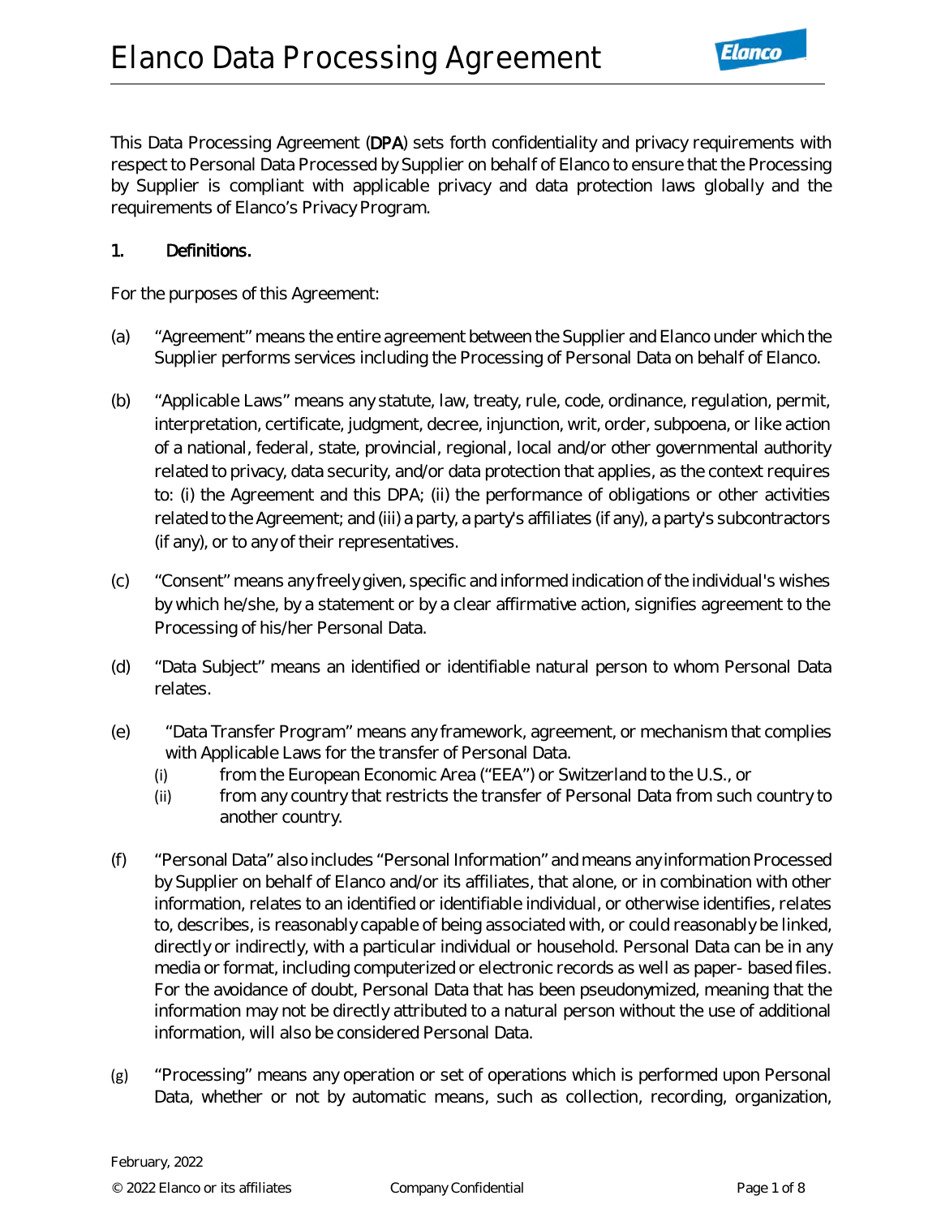# Elanco Data Processing Agreement

This Data Processing Agreement (**DPA**) sets forth confidentiality and privacy requirements with respect to Personal Data Processed by Supplier on behalf of Elanco to ensure that the Processing by Supplier is compliant with applicable privacy and data protection laws globally and the requirements of Elanco's Privacy Program.

## 1. Definitions.

For the purposes of this Agreement:

(a) "Agreement" means the entire agreement between the Supplier and Elanco under which the Supplier performs services including the Processing of Personal Data on behalf of Elanco.

(b) "Applicable Laws" means any statute, law, treaty, rule, code, ordinance, regulation, permit, interpretation, certificate, judgment, decree, injunction, writ, order, subpoena, or like action of a national, federal, state, provincial, regional, local and/or other governmental authority related to privacy, data security, and/or data protection that applies, as the context requires to: (i) the Agreement and this DPA; (ii) the performance of obligations or other activities related to the Agreement; and (iii) a party, a party's affiliates (if any), a party's subcontractors (if any), or to any of their representatives.

(c) "Consent" means any freely given, specific and informed indication of the individual's wishes by which he/she, by a statement or by a clear affirmative action, signifies agreement to the Processing of his/her Personal Data.

(d) "Data Subject" means an identified or identifiable natural person to whom Personal Data relates.

(e) "Data Transfer Program" means any framework, agreement, or mechanism that complies with Applicable Laws for the transfer of Personal Data.
   - (i) from the European Economic Area ("EEA") or Switzerland to the U.S., or
   - (ii) from any country that restricts the transfer of Personal Data from such country to another country.

(f) "Personal Data" also includes "Personal Information" and means any information Processed by Supplier on behalf of Elanco and/or its affiliates, that alone, or in combination with other information, relates to an identified or identifiable individual, or otherwise identifies, relates to, describes, is reasonably capable of being associated with, or could reasonably be linked, directly or indirectly, with a particular individual or household. Personal Data can be in any media or format, including computerized or electronic records as well as paper- based files. For the avoidance of doubt, Personal Data that has been pseudonymized, meaning that the information may not be directly attributed to a natural person without the use of additional information, will also be considered Personal Data.

(g) "Processing" means any operation or set of operations which is performed upon Personal Data, whether or not by automatic means, such as collection, recording, organization,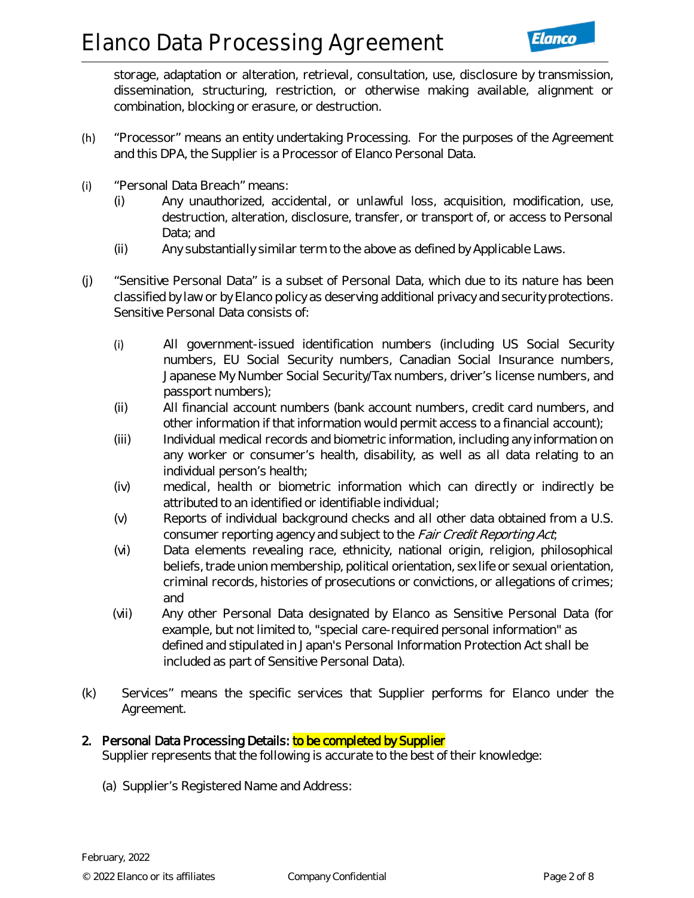storage, adaptation or alteration, retrieval, consultation, use, disclosure by transmission, dissemination, structuring, restriction, or otherwise making available, alignment or combination, blocking or erasure, or destruction.

(h) "Processor" means an entity undertaking Processing. For the purposes of the Agreement and this DPA, the Supplier is a Processor of Elanco Personal Data.

(i) "Personal Data Breach" means:
   - (i) Any unauthorized, accidental, or unlawful loss, acquisition, modification, use, destruction, alteration, disclosure, transfer, or transport of, or access to Personal Data; and
   - (ii) Any substantially similar term to the above as defined by Applicable Laws.

(j) "Sensitive Personal Data" is a subset of Personal Data, which due to its nature has been classified by law or by Elanco policy as deserving additional privacy and security protections. Sensitive Personal Data consists of:
   - (i) All government-issued identification numbers (including US Social Security numbers, EU Social Security numbers, Canadian Social Insurance numbers, Japanese My Number Social Security/Tax numbers, driver's license numbers, and passport numbers);
   - (ii) All financial account numbers (bank account numbers, credit card numbers, and other information if that information would permit access to a financial account);
   - (iii) Individual medical records and biometric information, including any information on any worker or consumer's health, disability, as well as all data relating to an individual person's health;
   - (iv) medical, health or biometric information which can directly or indirectly be attributed to an identified or identifiable individual;
   - (v) Reports of individual background checks and all other data obtained from a U.S. consumer reporting agency and subject to the *Fair Credit Reporting Act*;
   - (vi) Data elements revealing race, ethnicity, national origin, religion, philosophical beliefs, trade union membership, political orientation, sex life or sexual orientation, criminal records, histories of prosecutions or convictions, or allegations of crimes; and
   - (vii) Any other Personal Data designated by Elanco as Sensitive Personal Data (for example, but not limited to, "special care-required personal information" as defined and stipulated in Japan's Personal Information Protection Act shall be included as part of Sensitive Personal Data).

(k) Services" means the specific services that Supplier performs for Elanco under the Agreement.

**2. Personal Data Processing Details: to be completed by Supplier**

Supplier represents that the following is accurate to the best of their knowledge:

(a) Supplier's Registered Name and Address: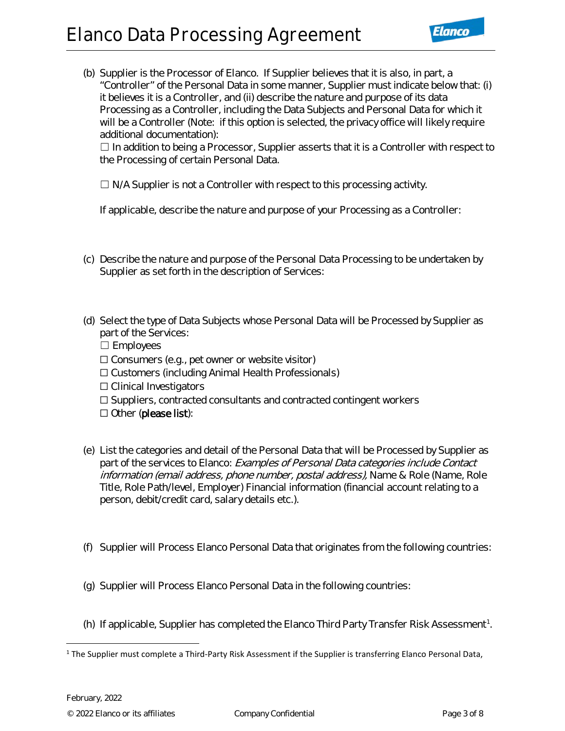(b) Supplier is the Processor of Elanco. If Supplier believes that it is also, in part, a "Controller" of the Personal Data in some manner, Supplier must indicate below that: (i) it believes it is a Controller, and (ii) describe the nature and purpose of its data Processing as a Controller, including the Data Subjects and Personal Data for which it will be a Controller (Note: if this option is selected, the privacy office will likely require additional documentation):

☐ In addition to being a Processor, Supplier asserts that it is a Controller with respect to the Processing of certain Personal Data.

☐ N/A Supplier is not a Controller with respect to this processing activity.

If applicable, describe the nature and purpose of your Processing as a Controller:

(c) Describe the nature and purpose of the Personal Data Processing to be undertaken by Supplier as set forth in the description of Services:

(d) Select the type of Data Subjects whose Personal Data will be Processed by Supplier as part of the Services:

☐ Employees
☐ Consumers (e.g., pet owner or website visitor)
☐ Customers (including Animal Health Professionals)
☐ Clinical Investigators
☐ Suppliers, contracted consultants and contracted contingent workers
☐ Other (**please list**):

(e) List the categories and detail of the Personal Data that will be Processed by Supplier as part of the services to Elanco: *Examples of Personal Data categories include Contact information (email address, phone number, postal address),* Name & Role (Name, Role Title, Role Path/level, Employer) Financial information (financial account relating to a person, debit/credit card, salary details etc.).

(f) Supplier will Process Elanco Personal Data that originates from the following countries:

(g) Supplier will Process Elanco Personal Data in the following countries:

(h) If applicable, Supplier has completed the Elanco Third Party Transfer Risk Assessment[1].

---

[1] The Supplier must complete a Third-Party Risk Assessment if the Supplier is transferring Elanco Personal Data,

February, 2022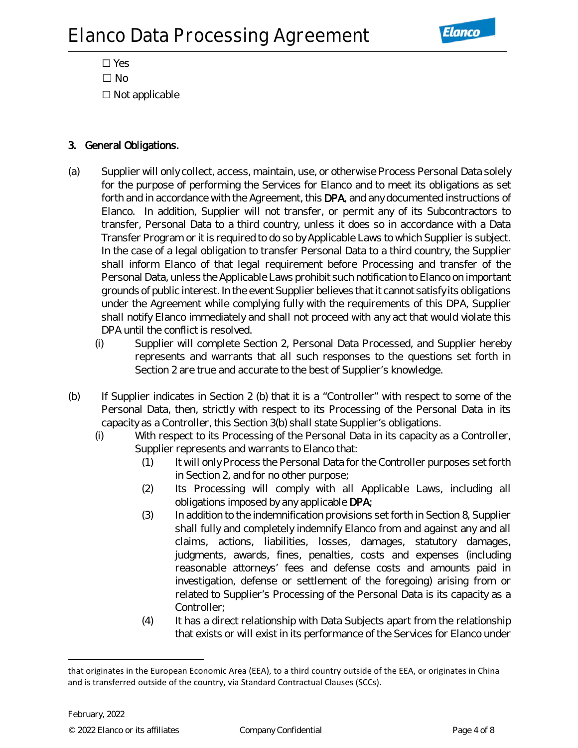☐ Yes

☐ No

☐ Not applicable

## 3. General Obligations.

(a) Supplier will only collect, access, maintain, use, or otherwise Process Personal Data solely for the purpose of performing the Services for Elanco and to meet its obligations as set forth and in accordance with the Agreement, this **DPA**, and any documented instructions of Elanco. In addition, Supplier will not transfer, or permit any of its Subcontractors to transfer, Personal Data to a third country, unless it does so in accordance with a Data Transfer Program or it is required to do so by Applicable Laws to which Supplier is subject. In the case of a legal obligation to transfer Personal Data to a third country, the Supplier shall inform Elanco of that legal requirement before Processing and transfer of the Personal Data, unless the Applicable Laws prohibit such notification to Elanco on important grounds of public interest. In the event Supplier believes that it cannot satisfy its obligations under the Agreement while complying fully with the requirements of this DPA, Supplier shall notify Elanco immediately and shall not proceed with any act that would violate this DPA until the conflict is resolved.

(i) Supplier will complete Section 2, Personal Data Processed, and Supplier hereby represents and warrants that all such responses to the questions set forth in Section 2 are true and accurate to the best of Supplier's knowledge.

(b) If Supplier indicates in Section 2 (b) that it is a "Controller" with respect to some of the Personal Data, then, strictly with respect to its Processing of the Personal Data in its capacity as a Controller, this Section 3(b) shall state Supplier's obligations.

(i) With respect to its Processing of the Personal Data in its capacity as a Controller, Supplier represents and warrants to Elanco that:

(1) It will only Process the Personal Data for the Controller purposes set forth in Section 2, and for no other purpose;

(2) Its Processing will comply with all Applicable Laws, including all obligations imposed by any applicable **DPA**;

(3) In addition to the indemnification provisions set forth in Section 8, Supplier shall fully and completely indemnify Elanco from and against any and all claims, actions, liabilities, losses, damages, statutory damages, judgments, awards, fines, penalties, costs and expenses (including reasonable attorneys' fees and defense costs and amounts paid in investigation, defense or settlement of the foregoing) arising from or related to Supplier's Processing of the Personal Data is its capacity as a Controller;

(4) It has a direct relationship with Data Subjects apart from the relationship that exists or will exist in its performance of the Services for Elanco under

---

that originates in the European Economic Area (EEA), to a third country outside of the EEA, or originates in China and is transferred outside of the country, via Standard Contractual Clauses (SCCs).

February, 2022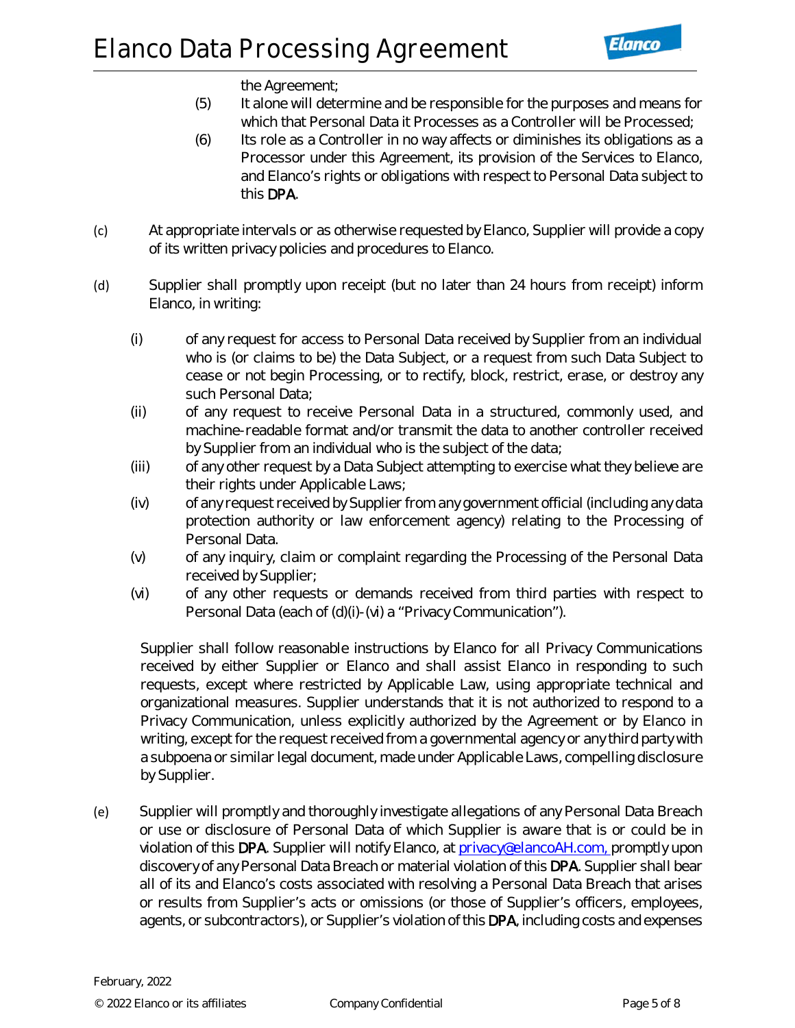the Agreement;

(5) It alone will determine and be responsible for the purposes and means for which that Personal Data it Processes as a Controller will be Processed;

(6) Its role as a Controller in no way affects or diminishes its obligations as a Processor under this Agreement, its provision of the Services to Elanco, and Elanco's rights or obligations with respect to Personal Data subject to this DPA.

(c) At appropriate intervals or as otherwise requested by Elanco, Supplier will provide a copy of its written privacy policies and procedures to Elanco.

(d) Supplier shall promptly upon receipt (but no later than 24 hours from receipt) inform Elanco, in writing:

(i) of any request for access to Personal Data received by Supplier from an individual who is (or claims to be) the Data Subject, or a request from such Data Subject to cease or not begin Processing, or to rectify, block, restrict, erase, or destroy any such Personal Data;

(ii) of any request to receive Personal Data in a structured, commonly used, and machine-readable format and/or transmit the data to another controller received by Supplier from an individual who is the subject of the data;

(iii) of any other request by a Data Subject attempting to exercise what they believe are their rights under Applicable Laws;

(iv) of any request received by Supplier from any government official (including any data protection authority or law enforcement agency) relating to the Processing of Personal Data.

(v) of any inquiry, claim or complaint regarding the Processing of the Personal Data received by Supplier;

(vi) of any other requests or demands received from third parties with respect to Personal Data (each of (d)(i)-(vi) a "Privacy Communication").

Supplier shall follow reasonable instructions by Elanco for all Privacy Communications received by either Supplier or Elanco and shall assist Elanco in responding to such requests, except where restricted by Applicable Law, using appropriate technical and organizational measures. Supplier understands that it is not authorized to respond to a Privacy Communication, unless explicitly authorized by the Agreement or by Elanco in writing, except for the request received from a governmental agency or any third party with a subpoena or similar legal document, made under Applicable Laws, compelling disclosure by Supplier.

(e) Supplier will promptly and thoroughly investigate allegations of any Personal Data Breach or use or disclosure of Personal Data of which Supplier is aware that is or could be in violation of this DPA. Supplier will notify Elanco, at privacy@elancoAH.com, promptly upon discovery of any Personal Data Breach or material violation of this DPA. Supplier shall bear all of its and Elanco's costs associated with resolving a Personal Data Breach that arises or results from Supplier's acts or omissions (or those of Supplier's officers, employees, agents, or subcontractors), or Supplier's violation of this DPA, including costs and expenses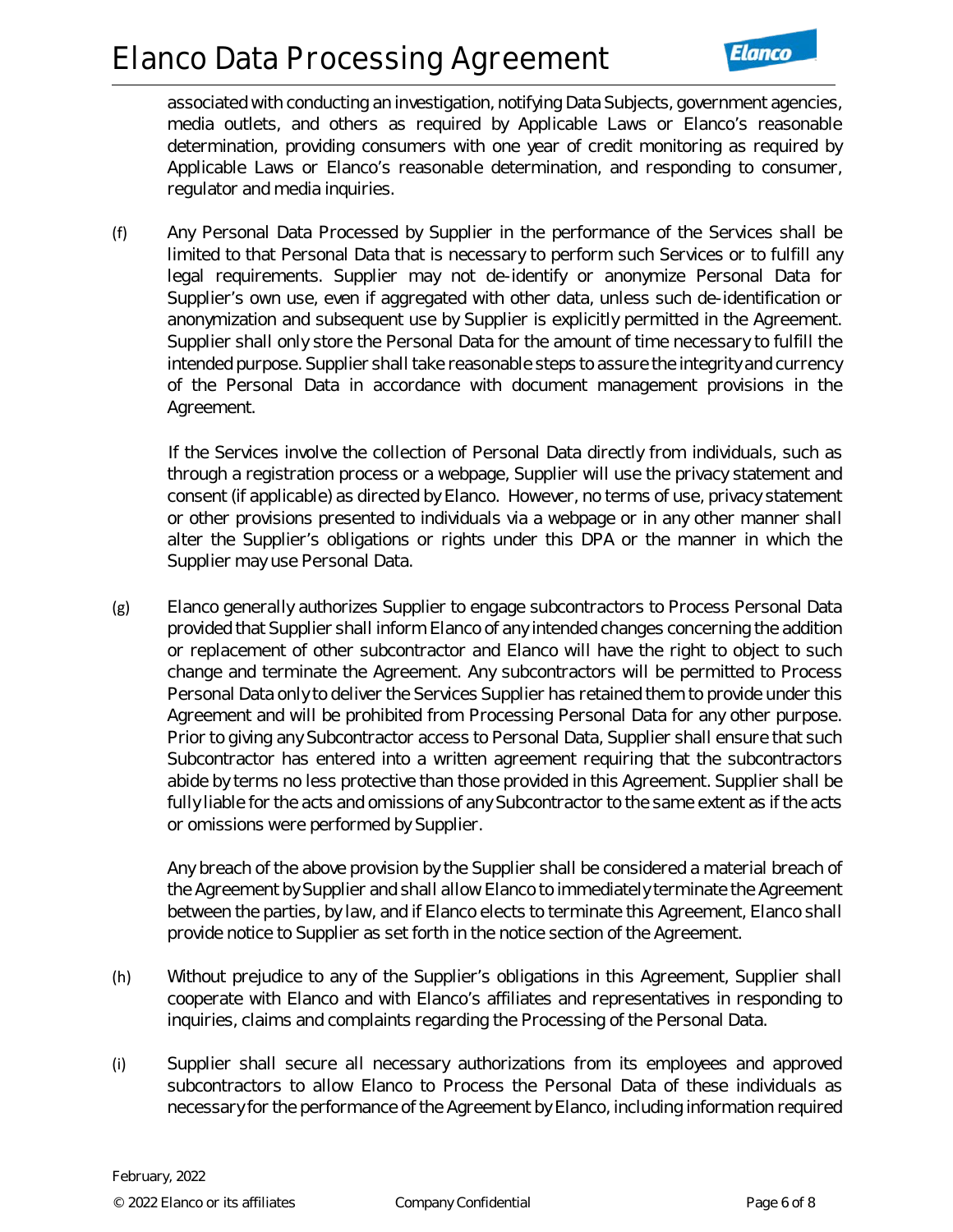associated with conducting an investigation, notifying Data Subjects, government agencies, media outlets, and others as required by Applicable Laws or Elanco's reasonable determination, providing consumers with one year of credit monitoring as required by Applicable Laws or Elanco's reasonable determination, and responding to consumer, regulator and media inquiries.

(f) Any Personal Data Processed by Supplier in the performance of the Services shall be limited to that Personal Data that is necessary to perform such Services or to fulfill any legal requirements. Supplier may not de-identify or anonymize Personal Data for Supplier's own use, even if aggregated with other data, unless such de-identification or anonymization and subsequent use by Supplier is explicitly permitted in the Agreement. Supplier shall only store the Personal Data for the amount of time necessary to fulfill the intended purpose. Supplier shall take reasonable steps to assure the integrity and currency of the Personal Data in accordance with document management provisions in the Agreement.

If the Services involve the collection of Personal Data directly from individuals, such as through a registration process or a webpage, Supplier will use the privacy statement and consent (if applicable) as directed by Elanco. However, no terms of use, privacy statement or other provisions presented to individuals via a webpage or in any other manner shall alter the Supplier's obligations or rights under this DPA or the manner in which the Supplier may use Personal Data.

(g) Elanco generally authorizes Supplier to engage subcontractors to Process Personal Data provided that Supplier shall inform Elanco of any intended changes concerning the addition or replacement of other subcontractor and Elanco will have the right to object to such change and terminate the Agreement. Any subcontractors will be permitted to Process Personal Data only to deliver the Services Supplier has retained them to provide under this Agreement and will be prohibited from Processing Personal Data for any other purpose. Prior to giving any Subcontractor access to Personal Data, Supplier shall ensure that such Subcontractor has entered into a written agreement requiring that the subcontractors abide by terms no less protective than those provided in this Agreement. Supplier shall be fully liable for the acts and omissions of any Subcontractor to the same extent as if the acts or omissions were performed by Supplier.

Any breach of the above provision by the Supplier shall be considered a material breach of the Agreement by Supplier and shall allow Elanco to immediately terminate the Agreement between the parties, by law, and if Elanco elects to terminate this Agreement, Elanco shall provide notice to Supplier as set forth in the notice section of the Agreement.

(h) Without prejudice to any of the Supplier's obligations in this Agreement, Supplier shall cooperate with Elanco and with Elanco's affiliates and representatives in responding to inquiries, claims and complaints regarding the Processing of the Personal Data.

(i) Supplier shall secure all necessary authorizations from its employees and approved subcontractors to allow Elanco to Process the Personal Data of these individuals as necessary for the performance of the Agreement by Elanco, including information required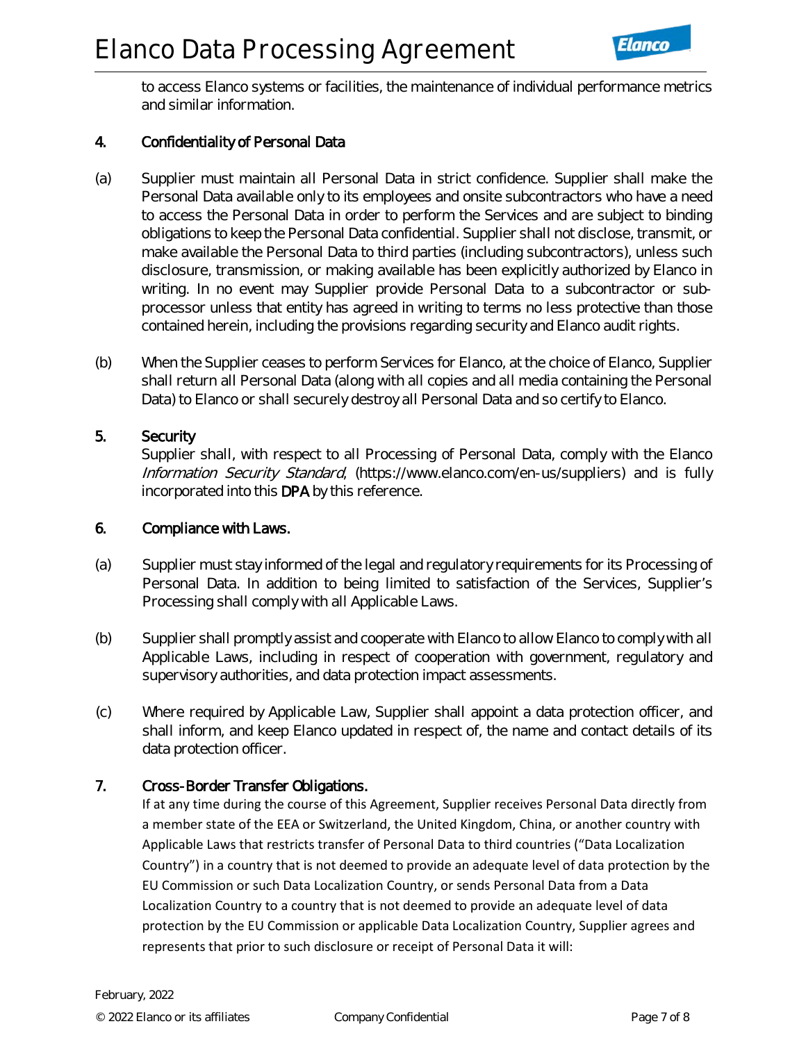to access Elanco systems or facilities, the maintenance of individual performance metrics and similar information.

## 4. Confidentiality of Personal Data

(a) Supplier must maintain all Personal Data in strict confidence. Supplier shall make the Personal Data available only to its employees and onsite subcontractors who have a need to access the Personal Data in order to perform the Services and are subject to binding obligations to keep the Personal Data confidential. Supplier shall not disclose, transmit, or make available the Personal Data to third parties (including subcontractors), unless such disclosure, transmission, or making available has been explicitly authorized by Elanco in writing. In no event may Supplier provide Personal Data to a subcontractor or sub-processor unless that entity has agreed in writing to terms no less protective than those contained herein, including the provisions regarding security and Elanco audit rights.

(b) When the Supplier ceases to perform Services for Elanco, at the choice of Elanco, Supplier shall return all Personal Data (along with all copies and all media containing the Personal Data) to Elanco or shall securely destroy all Personal Data and so certify to Elanco.

## 5. Security

Supplier shall, with respect to all Processing of Personal Data, comply with the Elanco *Information Security Standard*, (https://www.elanco.com/en-us/suppliers) and is fully incorporated into this **DPA** by this reference.

## 6. Compliance with Laws.

(a) Supplier must stay informed of the legal and regulatory requirements for its Processing of Personal Data. In addition to being limited to satisfaction of the Services, Supplier's Processing shall comply with all Applicable Laws.

(b) Supplier shall promptly assist and cooperate with Elanco to allow Elanco to comply with all Applicable Laws, including in respect of cooperation with government, regulatory and supervisory authorities, and data protection impact assessments.

(c) Where required by Applicable Law, Supplier shall appoint a data protection officer, and shall inform, and keep Elanco updated in respect of, the name and contact details of its data protection officer.

## 7. Cross-Border Transfer Obligations.

If at any time during the course of this Agreement, Supplier receives Personal Data directly from a member state of the EEA or Switzerland, the United Kingdom, China, or another country with Applicable Laws that restricts transfer of Personal Data to third countries ("Data Localization Country") in a country that is not deemed to provide an adequate level of data protection by the EU Commission or such Data Localization Country, or sends Personal Data from a Data Localization Country to a country that is not deemed to provide an adequate level of data protection by the EU Commission or applicable Data Localization Country, Supplier agrees and represents that prior to such disclosure or receipt of Personal Data it will: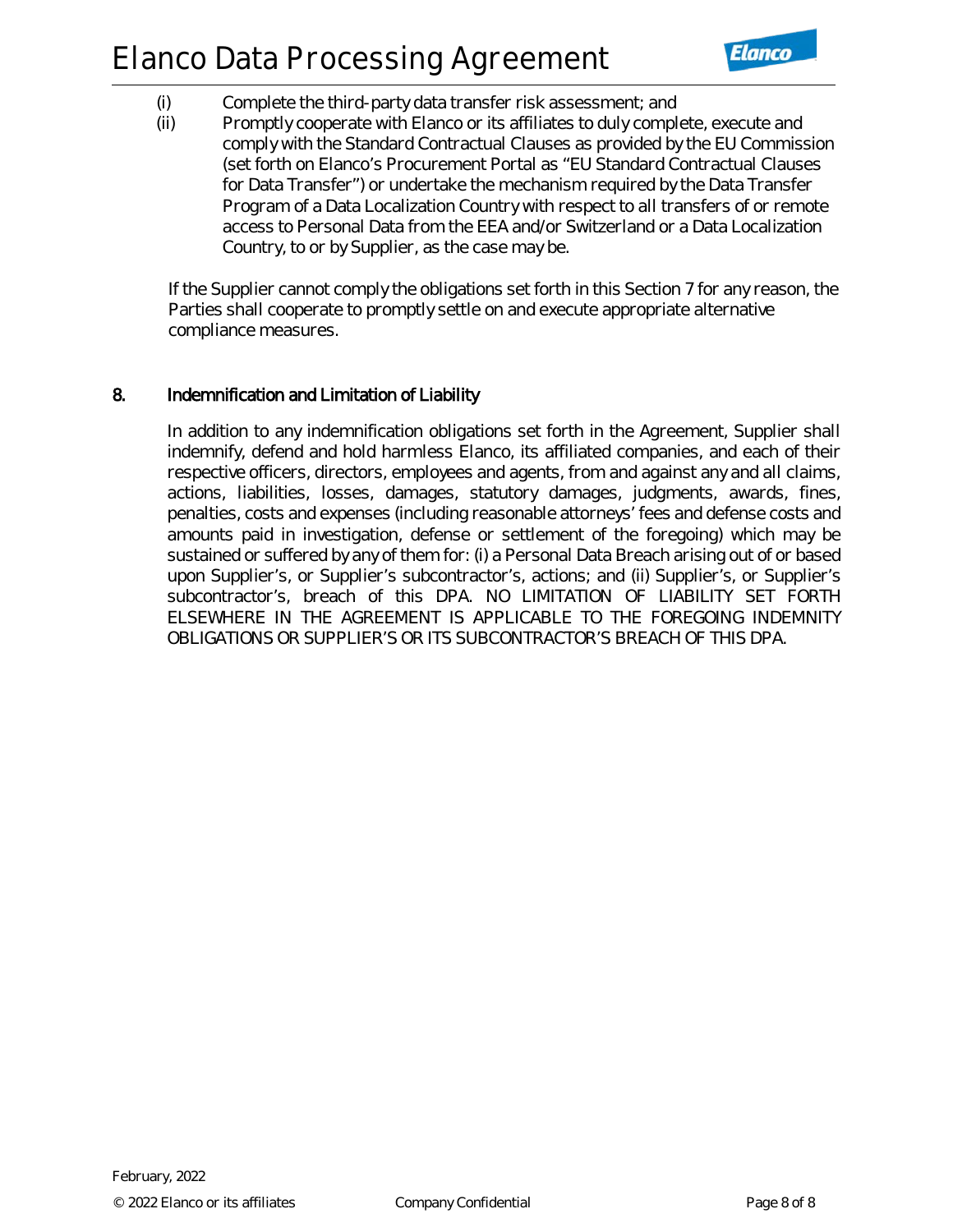(i) Complete the third-party data transfer risk assessment; and

(ii) Promptly cooperate with Elanco or its affiliates to duly complete, execute and comply with the Standard Contractual Clauses as provided by the EU Commission (set forth on Elanco's Procurement Portal as "EU Standard Contractual Clauses for Data Transfer") or undertake the mechanism required by the Data Transfer Program of a Data Localization Country with respect to all transfers of or remote access to Personal Data from the EEA and/or Switzerland or a Data Localization Country, to or by Supplier, as the case may be.

If the Supplier cannot comply the obligations set forth in this Section 7 for any reason, the Parties shall cooperate to promptly settle on and execute appropriate alternative compliance measures.

## 8. Indemnification and Limitation of Liability

In addition to any indemnification obligations set forth in the Agreement, Supplier shall indemnify, defend and hold harmless Elanco, its affiliated companies, and each of their respective officers, directors, employees and agents, from and against any and all claims, actions, liabilities, losses, damages, statutory damages, judgments, awards, fines, penalties, costs and expenses (including reasonable attorneys' fees and defense costs and amounts paid in investigation, defense or settlement of the foregoing) which may be sustained or suffered by any of them for: (i) a Personal Data Breach arising out of or based upon Supplier's, or Supplier's subcontractor's, actions; and (ii) Supplier's, or Supplier's subcontractor's, breach of this DPA. NO LIMITATION OF LIABILITY SET FORTH ELSEWHERE IN THE AGREEMENT IS APPLICABLE TO THE FOREGOING INDEMNITY OBLIGATIONS OR SUPPLIER'S OR ITS SUBCONTRACTOR'S BREACH OF THIS DPA.